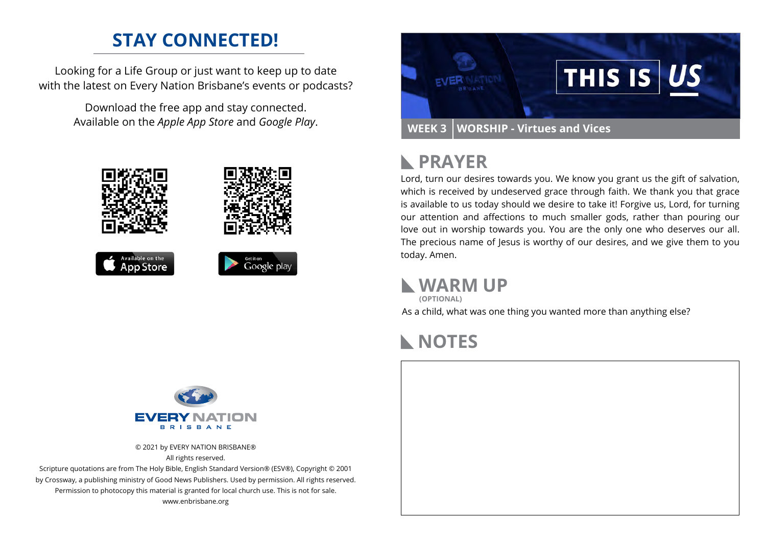## STAY CONNECTED!

Looking for a Life Group or just want to keep up to date with the latest on Every Nation Brisbane's events or podcasts?

Download the free app and stay connected. Available on the *Apple App Store* and *Google Play*.

© 2021 by EVERY NATION BRISBANE®
All rights reserved.
Scripture quotations are from The Holy Bible, English Standard Version® (ESV®), Copyright © 2001 by Crossway, a publishing ministry of Good News Publishers. Used by permission. All rights reserved.
Permission to photocopy this material is granted for local church use. This is not for sale.
www.enbrisbane.org

# THIS IS US

**WEEK 3 | WORSHIP - Virtues and Vices**

## PRAYER

Lord, turn our desires towards you. We know you grant us the gift of salvation, which is received by undeserved grace through faith. We thank you that grace is available to us today should we desire to take it! Forgive us, Lord, for turning our attention and affections to much smaller gods, rather than pouring our love out in worship towards you. You are the only one who deserves our all. The precious name of Jesus is worthy of our desires, and we give them to you today. Amen.

## WARM UP

**(OPTIONAL)**

As a child, what was one thing you wanted more than anything else?

## NOTES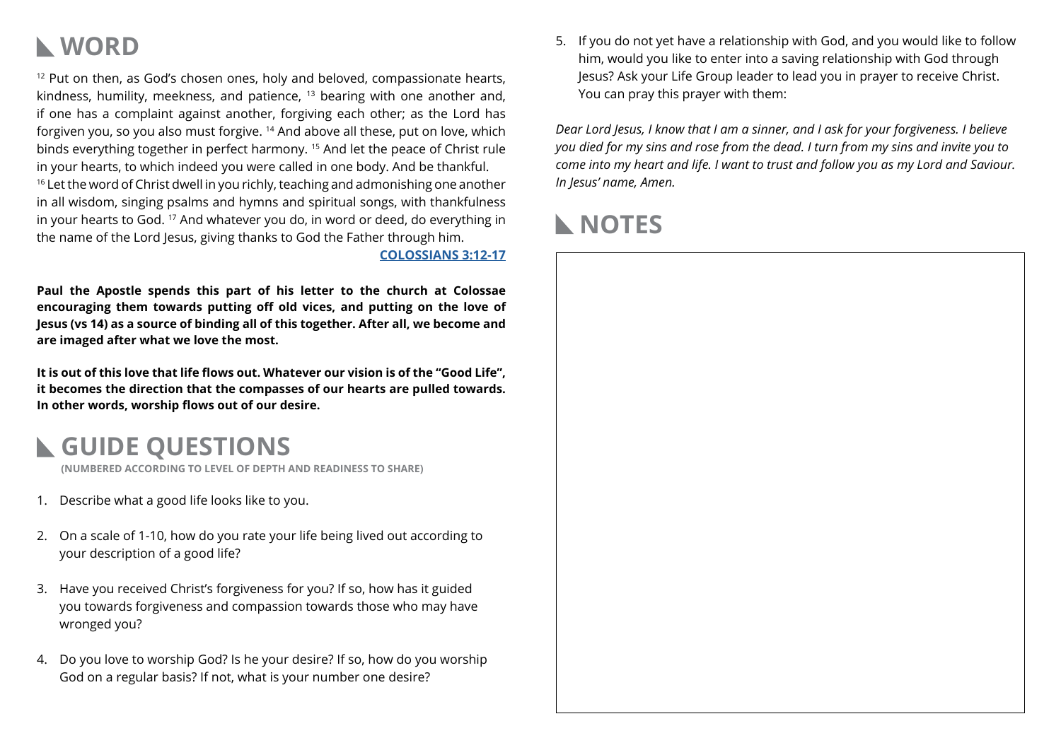## WORD

[12] Put on then, as God's chosen ones, holy and beloved, compassionate hearts, kindness, humility, meekness, and patience, [13] bearing with one another and, if one has a complaint against another, forgiving each other; as the Lord has forgiven you, so you also must forgive. [14] And above all these, put on love, which binds everything together in perfect harmony. [15] And let the peace of Christ rule in your hearts, to which indeed you were called in one body. And be thankful. [16] Let the word of Christ dwell in you richly, teaching and admonishing one another in all wisdom, singing psalms and hymns and spiritual songs, with thankfulness in your hearts to God. [17] And whatever you do, in word or deed, do everything in the name of the Lord Jesus, giving thanks to God the Father through him.

**COLOSSIANS 3:12-17**

**Paul the Apostle spends this part of his letter to the church at Colossae encouraging them towards putting off old vices, and putting on the love of Jesus (vs 14) as a source of binding all of this together. After all, we become and are imaged after what we love the most.**

**It is out of this love that life flows out. Whatever our vision is of the "Good Life", it becomes the direction that the compasses of our hearts are pulled towards. In other words, worship flows out of our desire.**

## GUIDE QUESTIONS

**(NUMBERED ACCORDING TO LEVEL OF DEPTH AND READINESS TO SHARE)**

1. Describe what a good life looks like to you.
2. On a scale of 1-10, how do you rate your life being lived out according to your description of a good life?
3. Have you received Christ's forgiveness for you? If so, how has it guided you towards forgiveness and compassion towards those who may have wronged you?
4. Do you love to worship God? Is he your desire? If so, how do you worship God on a regular basis? If not, what is your number one desire?
5. If you do not yet have a relationship with God, and you would like to follow him, would you like to enter into a saving relationship with God through Jesus? Ask your Life Group leader to lead you in prayer to receive Christ. You can pray this prayer with them:

*Dear Lord Jesus, I know that I am a sinner, and I ask for your forgiveness. I believe you died for my sins and rose from the dead. I turn from my sins and invite you to come into my heart and life. I want to trust and follow you as my Lord and Saviour. In Jesus' name, Amen.*

## NOTES